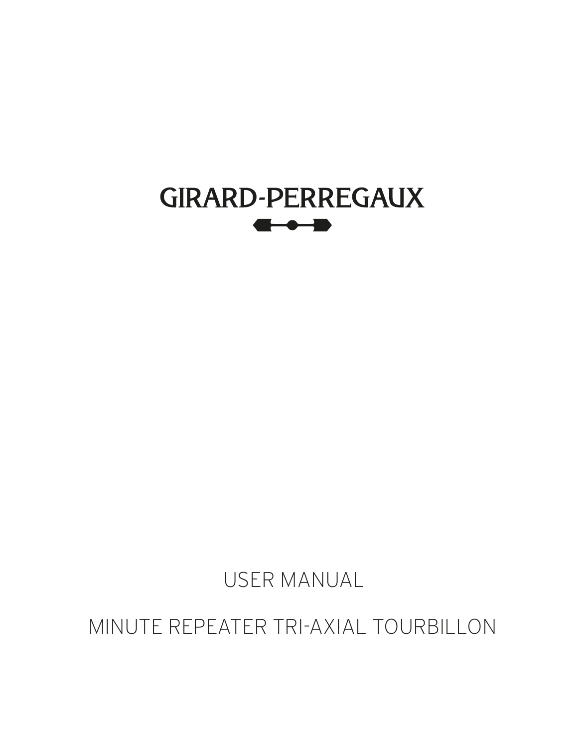# GIRARD-PERREGAUX

USER MANUAL

MINUTE REPEATER TRI-AXIAL TOURBILLON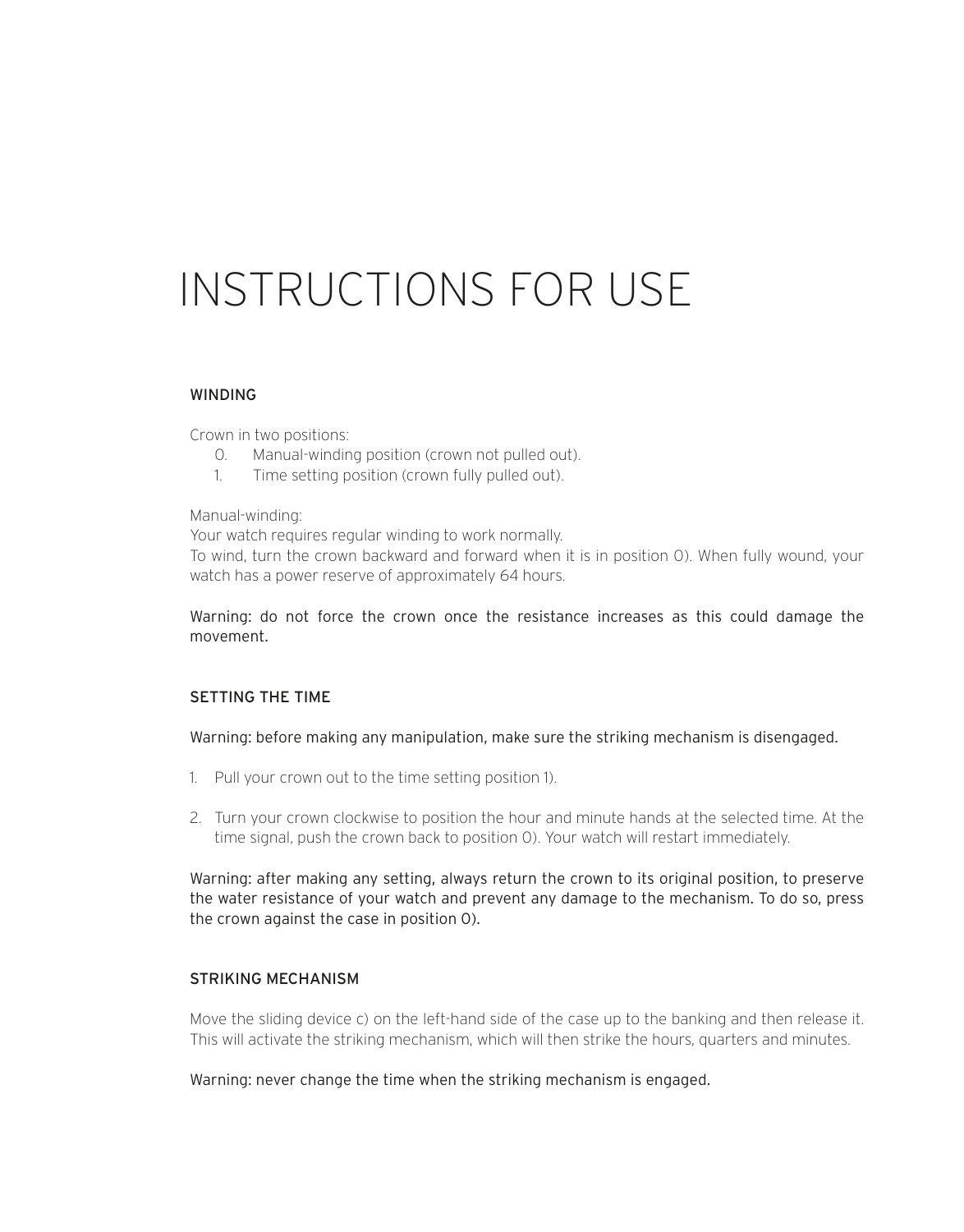# INSTRUCTIONS FOR USE

## WINDING

Crown in two positions:

0. Manual-winding position (crown not pulled out).
1. Time setting position (crown fully pulled out).

Manual-winding:
Your watch requires regular winding to work normally.
To wind, turn the crown backward and forward when it is in position 0). When fully wound, your watch has a power reserve of approximately 64 hours.

Warning: do not force the crown once the resistance increases as this could damage the movement.

## SETTING THE TIME

Warning: before making any manipulation, make sure the striking mechanism is disengaged.

1. Pull your crown out to the time setting position 1).

2. Turn your crown clockwise to position the hour and minute hands at the selected time. At the time signal, push the crown back to position 0). Your watch will restart immediately.

Warning: after making any setting, always return the crown to its original position, to preserve the water resistance of your watch and prevent any damage to the mechanism. To do so, press the crown against the case in position 0).

## STRIKING MECHANISM

Move the sliding device c) on the left-hand side of the case up to the banking and then release it. This will activate the striking mechanism, which will then strike the hours, quarters and minutes.

Warning: never change the time when the striking mechanism is engaged.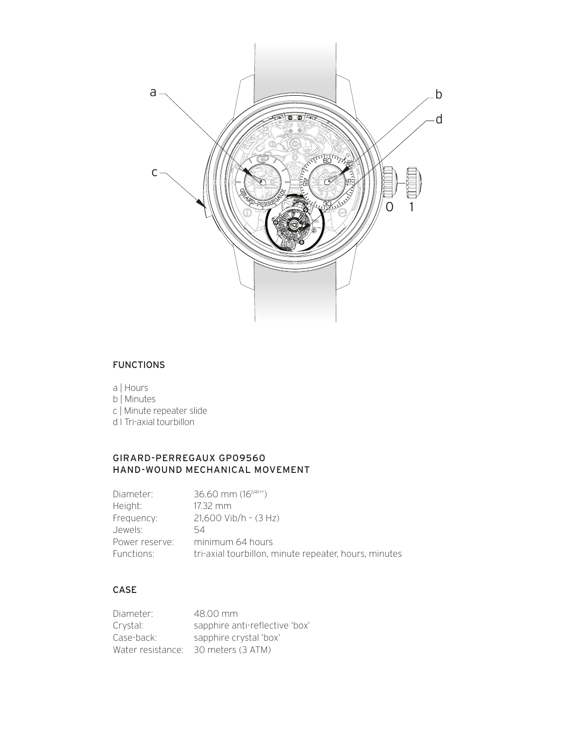## FUNCTIONS

a | Hours
b | Minutes
c | Minute repeater slide
d I Tri-axial tourbillon

## GIRARD-PERREGAUX GP09560 HAND-WOUND MECHANICAL MOVEMENT

| | |
|---|---|
| Diameter: | 36.60 mm ($16^{1/4}$''') |
| Height: | 17.32 mm |
| Frequency: | 21,600 Vib/h – (3 Hz) |
| Jewels: | 54 |
| Power reserve: | minimum 64 hours |
| Functions: | tri-axial tourbillon, minute repeater, hours, minutes |

## CASE

| | |
|---|---|
| Diameter: | 48.00 mm |
| Crystal: | sapphire anti-reflective 'box' |
| Case-back: | sapphire crystal 'box' |
| Water resistance: | 30 meters (3 ATM) |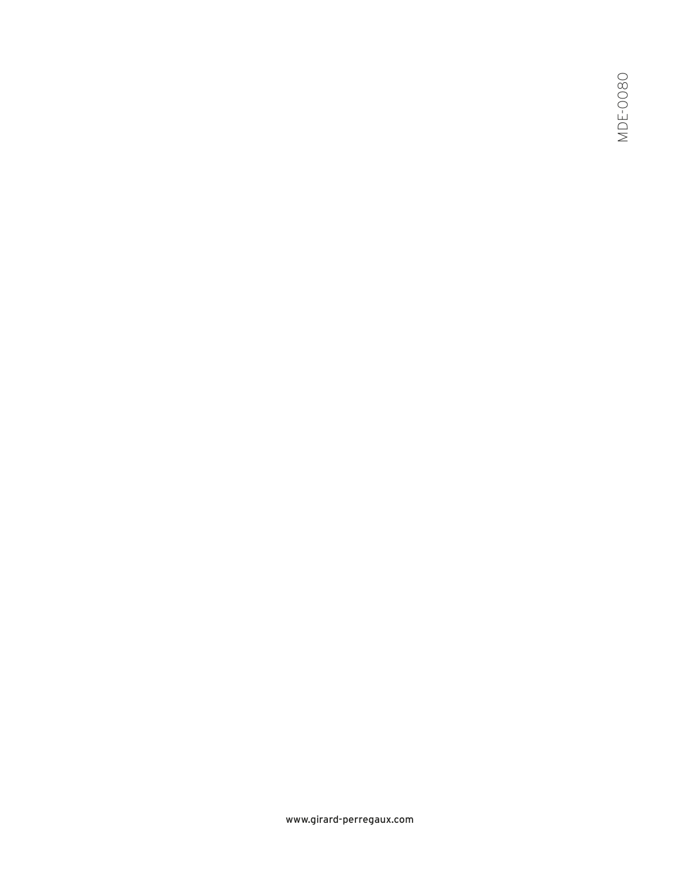MDE-0080

www.girard-perregaux.com